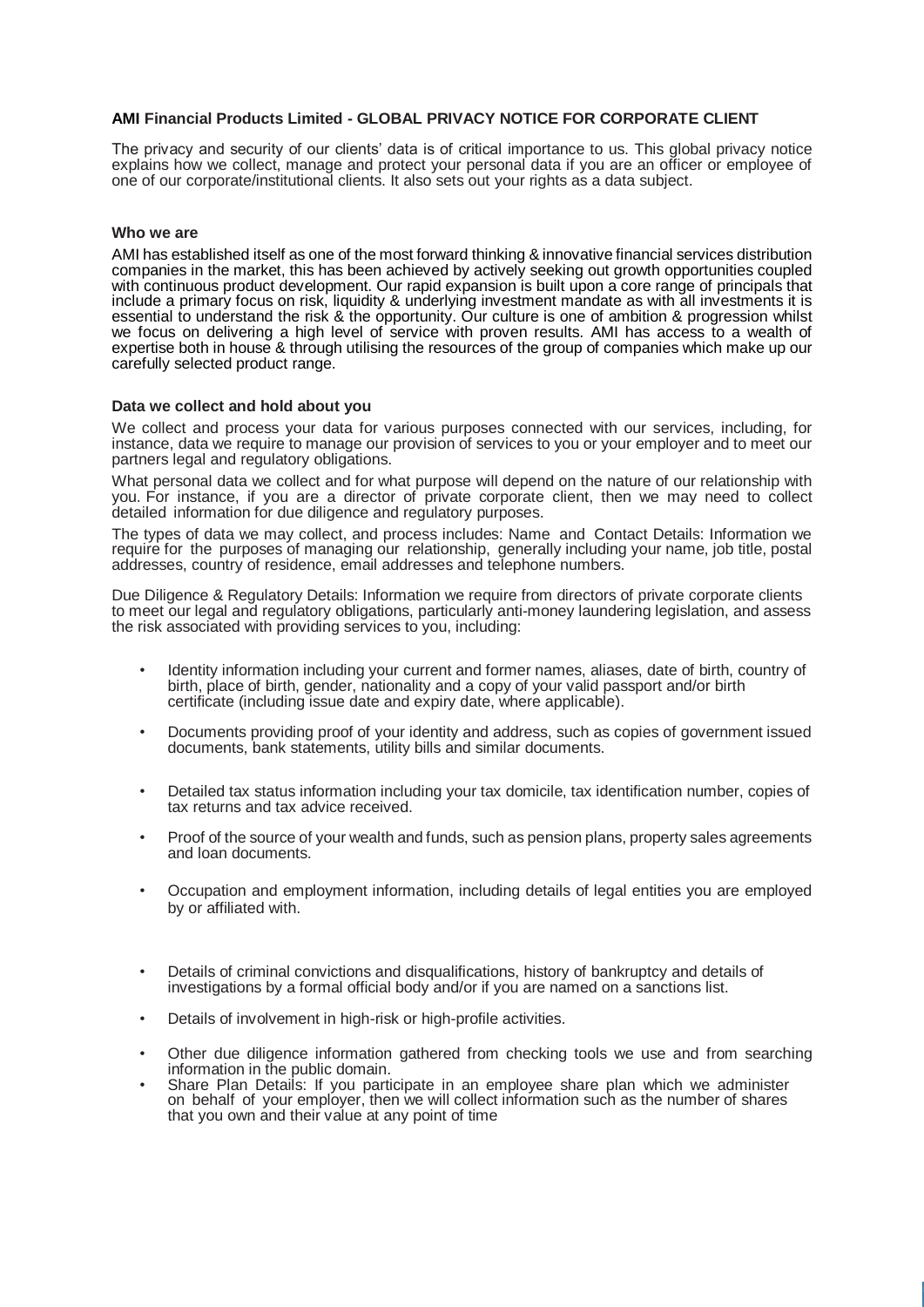**AMI Financial Products Limited - GLOBAL PRIVACY NOTICE FOR CORPORATE CLIENT**

The privacy and security of our clients' data is of critical importance to us. This global privacy notice explains how we collect, manage and protect your personal data if you are an officer or employee of one of our corporate/institutional clients. It also sets out your rights as a data subject.

**Who we are**

AMI has established itself as one of the most forward thinking & innovative financial services distribution companies in the market, this has been achieved by actively seeking out growth opportunities coupled with continuous product development. Our rapid expansion is built upon a core range of principals that include a primary focus on risk, liquidity & underlying investment mandate as with all investments it is essential to understand the risk & the opportunity. Our culture is one of ambition & progression whilst we focus on delivering a high level of service with proven results. AMI has access to a wealth of expertise both in house & through utilising the resources of the group of companies which make up our carefully selected product range.

**Data we collect and hold about you**

We collect and process your data for various purposes connected with our services, including, for instance, data we require to manage our provision of services to you or your employer and to meet our partners legal and regulatory obligations.

What personal data we collect and for what purpose will depend on the nature of our relationship with you. For instance, if you are a director of private corporate client, then we may need to collect detailed information for due diligence and regulatory purposes.

The types of data we may collect, and process includes: Name and Contact Details: Information we require for the purposes of managing our relationship, generally including your name, job title, postal addresses, country of residence, email addresses and telephone numbers.

Due Diligence & Regulatory Details: Information we require from directors of private corporate clients to meet our legal and regulatory obligations, particularly anti-money laundering legislation, and assess the risk associated with providing services to you, including:

- Identity information including your current and former names, aliases, date of birth, country of birth, place of birth, gender, nationality and a copy of your valid passport and/or birth certificate (including issue date and expiry date, where applicable).
- Documents providing proof of your identity and address, such as copies of government issued documents, bank statements, utility bills and similar documents.
- Detailed tax status information including your tax domicile, tax identification number, copies of tax returns and tax advice received.
- Proof of the source of your wealth and funds, such as pension plans, property sales agreements and loan documents.
- Occupation and employment information, including details of legal entities you are employed by or affiliated with.
- Details of criminal convictions and disqualifications, history of bankruptcy and details of investigations by a formal official body and/or if you are named on a sanctions list.
- Details of involvement in high-risk or high-profile activities.
- Other due diligence information gathered from checking tools we use and from searching information in the public domain.
- Share Plan Details: If you participate in an employee share plan which we administer on behalf of your employer, then we will collect information such as the number of shares that you own and their value at any point of time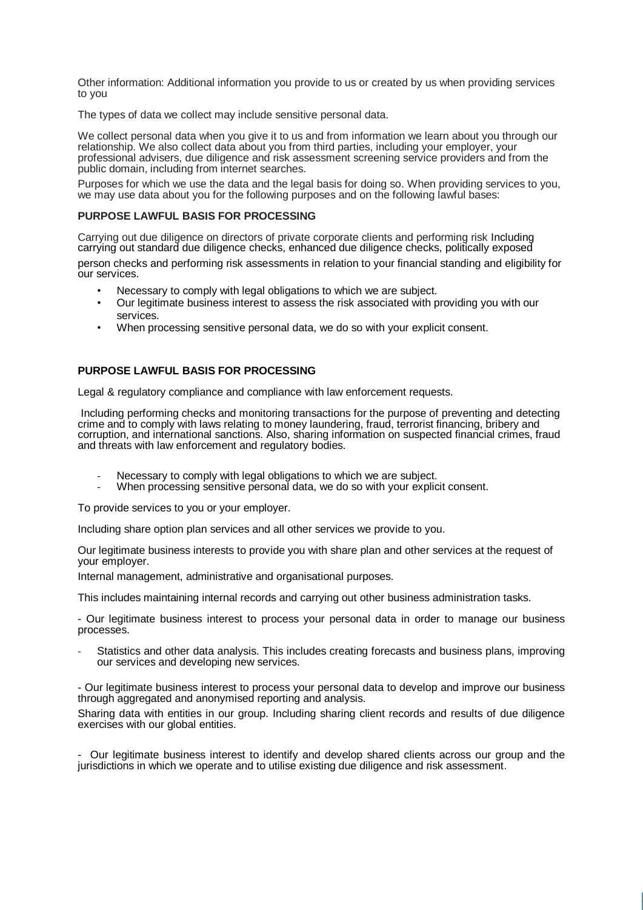Other information: Additional information you provide to us or created by us when providing services to you

The types of data we collect may include sensitive personal data.

We collect personal data when you give it to us and from information we learn about you through our relationship. We also collect data about you from third parties, including your employer, your professional advisers, due diligence and risk assessment screening service providers and from the public domain, including from internet searches.

Purposes for which we use the data and the legal basis for doing so. When providing services to you, we may use data about you for the following purposes and on the following lawful bases:

**PURPOSE LAWFUL BASIS FOR PROCESSING**

Carrying out due diligence on directors of private corporate clients and performing risk Including carrying out standard due diligence checks, enhanced due diligence checks, politically exposed person checks and performing risk assessments in relation to your financial standing and eligibility for our services.

- Necessary to comply with legal obligations to which we are subject.
- Our legitimate business interest to assess the risk associated with providing you with our services.
- When processing sensitive personal data, we do so with your explicit consent.

**PURPOSE LAWFUL BASIS FOR PROCESSING**

Legal & regulatory compliance and compliance with law enforcement requests.

Including performing checks and monitoring transactions for the purpose of preventing and detecting crime and to comply with laws relating to money laundering, fraud, terrorist financing, bribery and corruption, and international sanctions. Also, sharing information on suspected financial crimes, fraud and threats with law enforcement and regulatory bodies.

- Necessary to comply with legal obligations to which we are subject.
- When processing sensitive personal data, we do so with your explicit consent.

To provide services to you or your employer.

Including share option plan services and all other services we provide to you.

Our legitimate business interests to provide you with share plan and other services at the request of your employer.

Internal management, administrative and organisational purposes.

This includes maintaining internal records and carrying out other business administration tasks.

- Our legitimate business interest to process your personal data in order to manage our business processes.

- Statistics and other data analysis. This includes creating forecasts and business plans, improving our services and developing new services.

- Our legitimate business interest to process your personal data to develop and improve our business through aggregated and anonymised reporting and analysis.

Sharing data with entities in our group. Including sharing client records and results of due diligence exercises with our global entities.

- Our legitimate business interest to identify and develop shared clients across our group and the jurisdictions in which we operate and to utilise existing due diligence and risk assessment.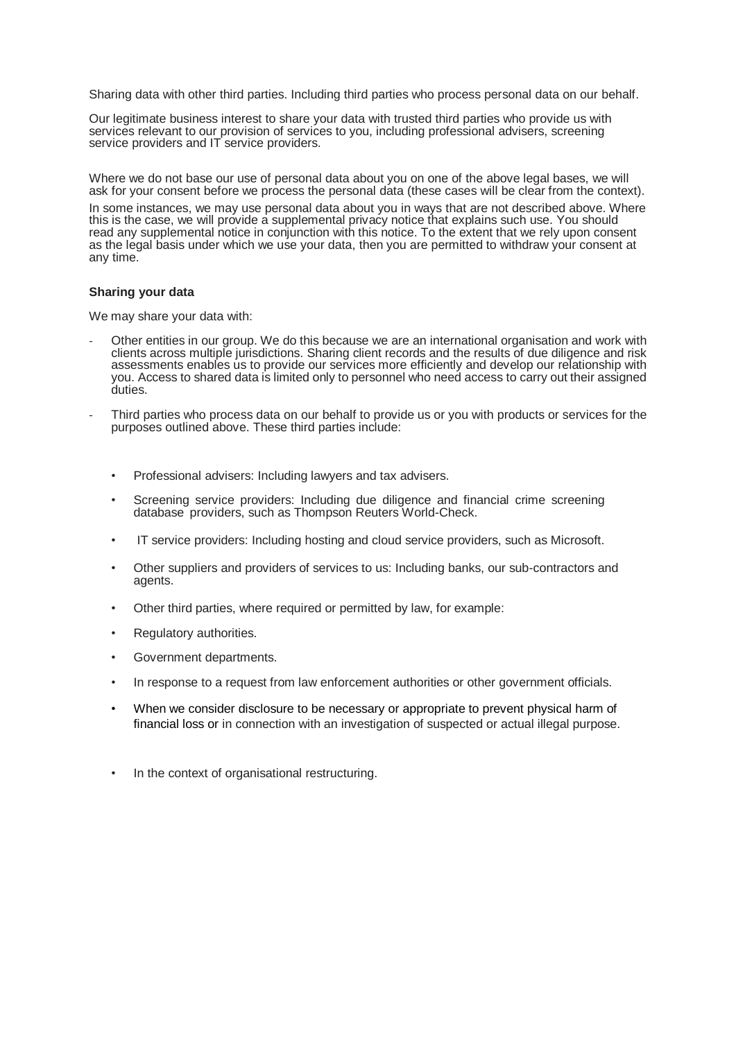Sharing data with other third parties. Including third parties who process personal data on our behalf.

Our legitimate business interest to share your data with trusted third parties who provide us with services relevant to our provision of services to you, including professional advisers, screening service providers and IT service providers.

Where we do not base our use of personal data about you on one of the above legal bases, we will ask for your consent before we process the personal data (these cases will be clear from the context).

In some instances, we may use personal data about you in ways that are not described above. Where this is the case, we will provide a supplemental privacy notice that explains such use. You should read any supplemental notice in conjunction with this notice. To the extent that we rely upon consent as the legal basis under which we use your data, then you are permitted to withdraw your consent at any time.

**Sharing your data**

We may share your data with:

- Other entities in our group. We do this because we are an international organisation and work with clients across multiple jurisdictions. Sharing client records and the results of due diligence and risk assessments enables us to provide our services more efficiently and develop our relationship with you. Access to shared data is limited only to personnel who need access to carry out their assigned duties.

- Third parties who process data on our behalf to provide us or you with products or services for the purposes outlined above. These third parties include:

  - Professional advisers: Including lawyers and tax advisers.
  - Screening service providers: Including due diligence and financial crime screening database providers, such as Thompson Reuters World-Check.
  - IT service providers: Including hosting and cloud service providers, such as Microsoft.
  - Other suppliers and providers of services to us: Including banks, our sub-contractors and agents.
  - Other third parties, where required or permitted by law, for example:
  - Regulatory authorities.
  - Government departments.
  - In response to a request from law enforcement authorities or other government officials.
  - When we consider disclosure to be necessary or appropriate to prevent physical harm of financial loss or in connection with an investigation of suspected or actual illegal purpose.
  - In the context of organisational restructuring.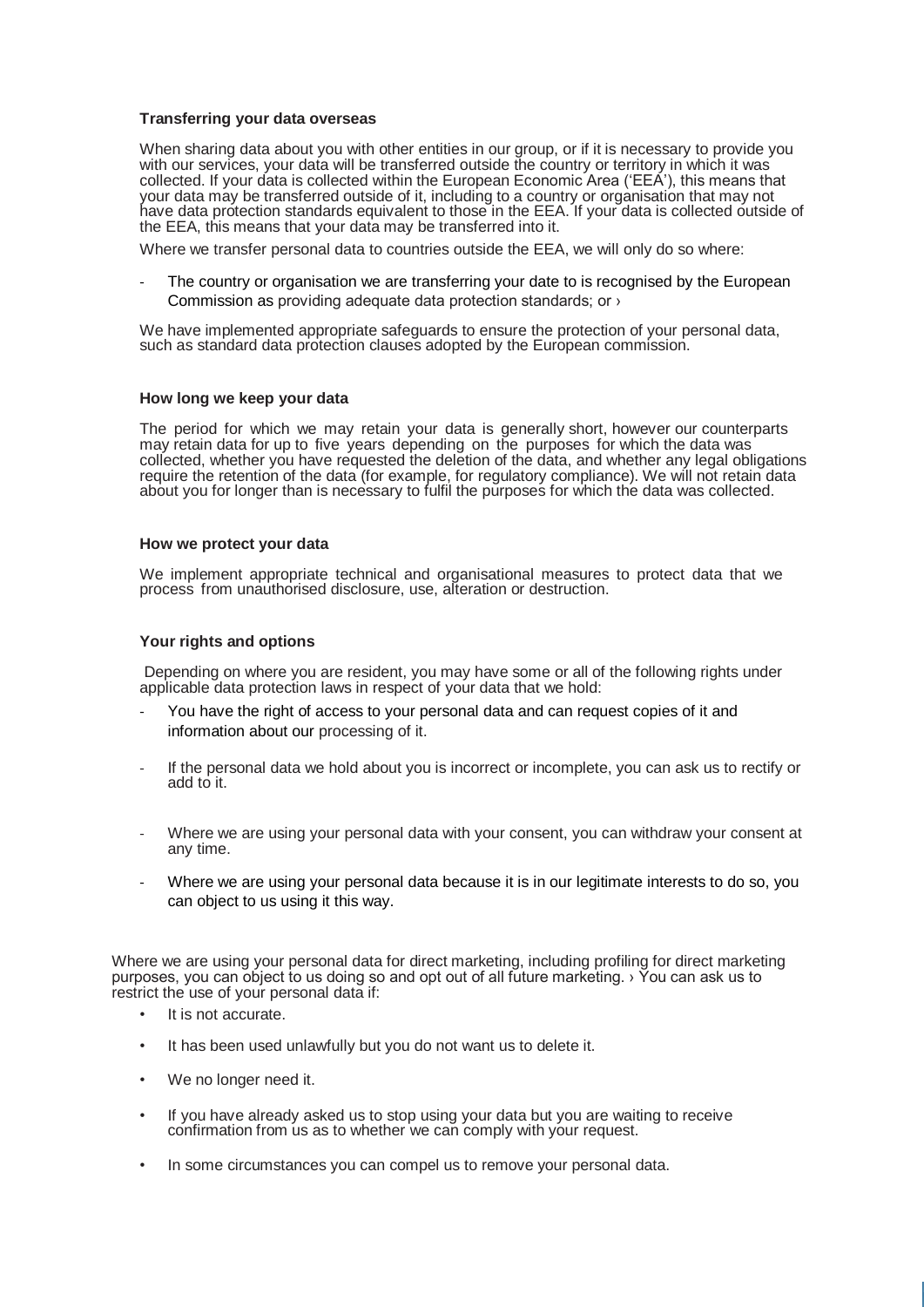### Transferring your data overseas

When sharing data about you with other entities in our group, or if it is necessary to provide you with our services, your data will be transferred outside the country or territory in which it was collected. If your data is collected within the European Economic Area ('EEA'), this means that your data may be transferred outside of it, including to a country or organisation that may not have data protection standards equivalent to those in the EEA. If your data is collected outside of the EEA, this means that your data may be transferred into it.

Where we transfer personal data to countries outside the EEA, we will only do so where:

- The country or organisation we are transferring your date to is recognised by the European Commission as providing adequate data protection standards; or ›

We have implemented appropriate safeguards to ensure the protection of your personal data, such as standard data protection clauses adopted by the European commission.

### How long we keep your data

The period for which we may retain your data is generally short, however our counterparts may retain data for up to five years depending on the purposes for which the data was collected, whether you have requested the deletion of the data, and whether any legal obligations require the retention of the data (for example, for regulatory compliance). We will not retain data about you for longer than is necessary to fulfil the purposes for which the data was collected.

### How we protect your data

We implement appropriate technical and organisational measures to protect data that we process from unauthorised disclosure, use, alteration or destruction.

### Your rights and options

Depending on where you are resident, you may have some or all of the following rights under applicable data protection laws in respect of your data that we hold:

- You have the right of access to your personal data and can request copies of it and information about our processing of it.
- If the personal data we hold about you is incorrect or incomplete, you can ask us to rectify or add to it.
- Where we are using your personal data with your consent, you can withdraw your consent at any time.
- Where we are using your personal data because it is in our legitimate interests to do so, you can object to us using it this way.

Where we are using your personal data for direct marketing, including profiling for direct marketing purposes, you can object to us doing so and opt out of all future marketing. › You can ask us to restrict the use of your personal data if:

- It is not accurate.
- It has been used unlawfully but you do not want us to delete it.
- We no longer need it.
- If you have already asked us to stop using your data but you are waiting to receive confirmation from us as to whether we can comply with your request.
- In some circumstances you can compel us to remove your personal data.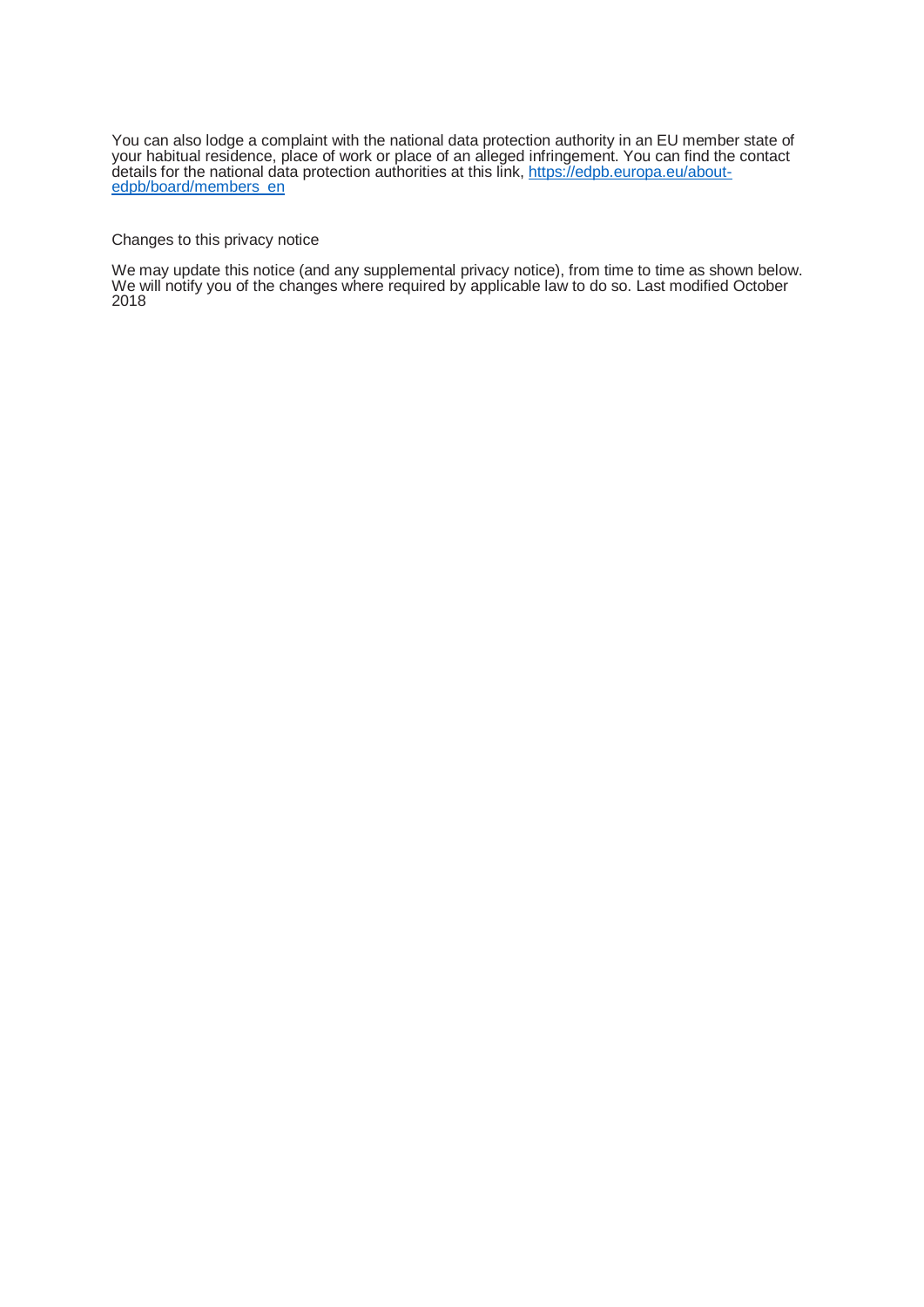You can also lodge a complaint with the national data protection authority in an EU member state of your habitual residence, place of work or place of an alleged infringement. You can find the contact details for the national data protection authorities at this link, [https://edpb.europa.eu/about-edpb/board/members_en](https://edpb.europa.eu/about-edpb/board/members_en)

## Changes to this privacy notice

We may update this notice (and any supplemental privacy notice), from time to time as shown below. We will notify you of the changes where required by applicable law to do so. Last modified October 2018